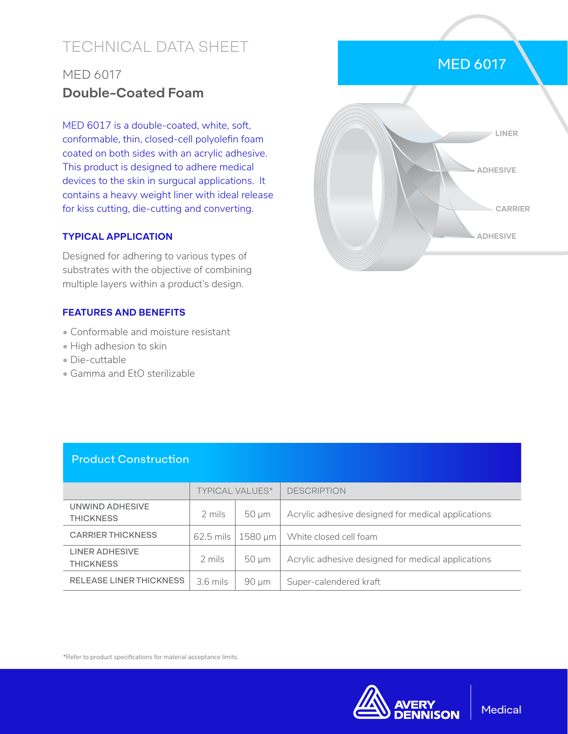# TECHNICAL DATA SHEET

## MED 6017

## **Double-Coated Foam**

MED 6017 is a double-coated, white, soft, conformable, thin, closed-cell polyolefin foam coated on both sides with an acrylic adhesive. This product is designed to adhere medical devices to the skin in surgucal applications. It contains a heavy weight liner with ideal release for kiss cutting, die-cutting and converting.

MED 6017

LINER

ADHESIVE

CARRIER

ADHESIVE

### TYPICAL APPLICATION

Designed for adhering to various types of substrates with the objective of combining multiple layers within a product's design.

### FEATURES AND BENEFITS

- Conformable and moisture resistant
- High adhesion to skin
- Die-cuttable
- Gamma and EtO sterilizable

## Product Construction

| | TYPICAL VALUES* | | DESCRIPTION |
|---|---|---|---|
| UNWIND ADHESIVE THICKNESS | 2 mils | 50 µm | Acrylic adhesive designed for medical applications |
| CARRIER THICKNESS | 62.5 mils | 1580 µm | White closed cell foam |
| LINER ADHESIVE THICKNESS | 2 mils | 50 µm | Acrylic adhesive designed for medical applications |
| RELEASE LINER THICKNESS | 3.6 mils | 90 µm | Super-calendered kraft |

*Refer to product specifications for material acceptance limits.

AVERY DENNISON | Medical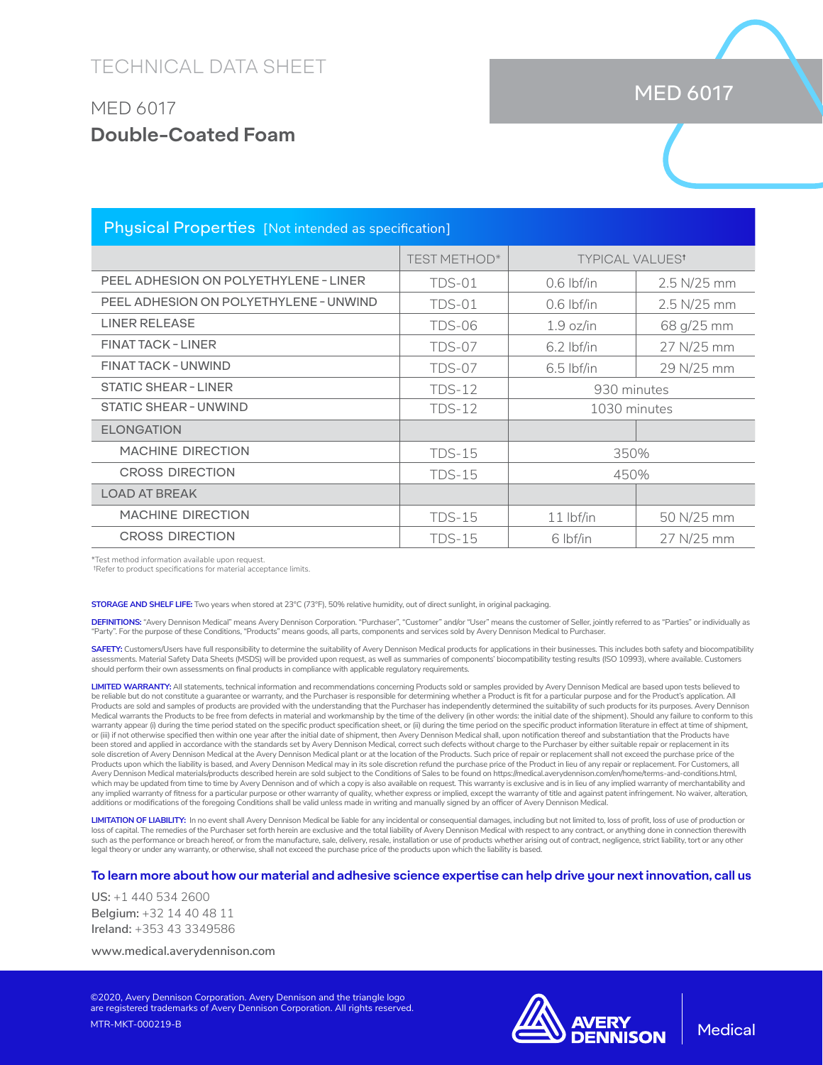# TECHNICAL DATA SHEET

## MED 6017

## Double-Coated Foam

MED 6017

### Physical Properties [Not intended as specification]

| | TEST METHOD* | TYPICAL VALUES† | |
|---|---|---|---|
| PEEL ADHESION ON POLYETHYLENE - LINER | TDS-01 | 0.6 lbf/in | 2.5 N/25 mm |
| PEEL ADHESION ON POLYETHYLENE - UNWIND | TDS-01 | 0.6 lbf/in | 2.5 N/25 mm |
| LINER RELEASE | TDS-06 | 1.9 oz/in | 68 g/25 mm |
| FINAT TACK - LINER | TDS-07 | 6.2 lbf/in | 27 N/25 mm |
| FINAT TACK - UNWIND | TDS-07 | 6.5 lbf/in | 29 N/25 mm |
| STATIC SHEAR - LINER | TDS-12 | 930 minutes | |
| STATIC SHEAR - UNWIND | TDS-12 | 1030 minutes | |
| ELONGATION | | | |
| MACHINE DIRECTION | TDS-15 | 350% | |
| CROSS DIRECTION | TDS-15 | 450% | |
| LOAD AT BREAK | | | |
| MACHINE DIRECTION | TDS-15 | 11 lbf/in | 50 N/25 mm |
| CROSS DIRECTION | TDS-15 | 6 lbf/in | 27 N/25 mm |

*Test method information available upon request.
†Refer to product specifications for material acceptance limits.

**STORAGE AND SHELF LIFE:** Two years when stored at 23°C (73°F), 50% relative humidity, out of direct sunlight, in original packaging.

**DEFINITIONS:** "Avery Dennison Medical" means Avery Dennison Corporation. "Purchaser", "Customer" and/or "User" means the customer of Seller, jointly referred to as "Parties" or individually as "Party". For the purpose of these Conditions, "Products" means goods, all parts, components and services sold by Avery Dennison Medical to Purchaser.

**SAFETY:** Customers/Users have full responsibility to determine the suitability of Avery Dennison Medical products for applications in their businesses. This includes both safety and biocompatibility assessments. Material Safety Data Sheets (MSDS) will be provided upon request, as well as summaries of components' biocompatibility testing results (ISO 10993), where available. Customers should perform their own assessments on final products in compliance with applicable regulatory requirements.

**LIMITED WARRANTY:** All statements, technical information and recommendations concerning Products sold or samples provided by Avery Dennison Medical are based upon tests believed to be reliable but do not constitute a guarantee or warranty, and the Purchaser is responsible for determining whether a Product is fit for a particular purpose and for the Product's application. All Products are sold and samples of products are provided with the understanding that the Purchaser has independently determined the suitability of such products for its purposes. Avery Dennison Medical warrants the Products to be free from defects in material and workmanship by the time of the delivery (in other words: the initial date of the shipment). Should any failure to conform to this warranty appear (i) during the time period stated on the specific product specification sheet, or (ii) during the time period on the specific product information literature in effect at time of shipment, or (iii) if not otherwise specified then within one year after the initial date of shipment, then Avery Dennison Medical shall, upon notification thereof and substantiation that the Products have been stored and applied in accordance with the standards set by Avery Dennison Medical, correct such defects without charge to the Purchaser by either suitable repair or replacement in its sole discretion of Avery Dennison Medical at the Avery Dennison Medical plant or at the location of the Products. Such price of repair or replacement shall not exceed the purchase price of the Products upon which the liability is based, and Avery Dennison Medical may in its sole discretion refund the purchase price of the Product in lieu of any repair or replacement. For Customers, all Avery Dennison Medical materials/products described herein are sold subject to the Conditions of Sales to be found on https://medical.averydennison.com/en/home/terms-and-conditions.html, which may be updated from time to time by Avery Dennison and of which a copy is also available on request. This warranty is exclusive and is in lieu of any implied warranty of merchantability and any implied warranty of fitness for a particular purpose or other warranty of quality, whether express or implied, except the warranty of title and against patent infringement. No waiver, alteration, additions or modifications of the foregoing Conditions shall be valid unless made in writing and manually signed by an officer of Avery Dennison Medical.

**LIMITATION OF LIABILITY:** In no event shall Avery Dennison Medical be liable for any incidental or consequential damages, including but not limited to, loss of profit, loss of use of production or loss of capital. The remedies of the Purchaser set forth herein are exclusive and the total liability of Avery Dennison Medical with respect to any contract, or anything done in connection therewith such as the performance or breach hereof, or from the manufacture, sale, delivery, resale, installation or use of products whether arising out of contract, negligence, strict liability, tort or any other legal theory or under any warranty, or otherwise, shall not exceed the purchase price of the products upon which the liability is based.

**To learn more about how our material and adhesive science expertise can help drive your next innovation, call us**

US: +1 440 534 2600
Belgium: +32 14 40 48 11
Ireland: +353 43 3349586

www.medical.averydennison.com

©2020, Avery Dennison Corporation. Avery Dennison and the triangle logo are registered trademarks of Avery Dennison Corporation. All rights reserved.

MTR-MKT-000219-B

AVERY DENNISON Medical